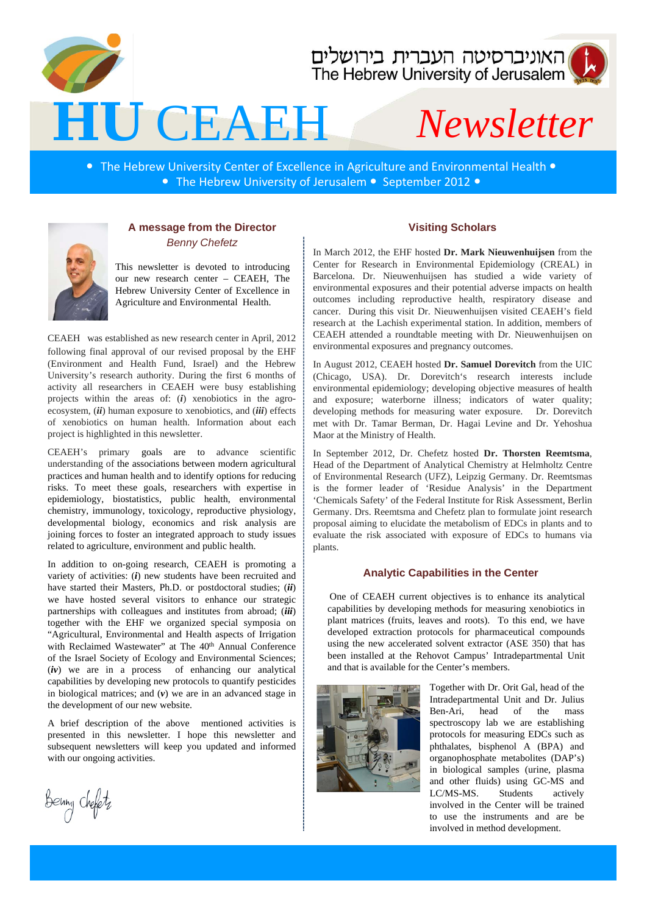האוניברסיטה העברית בירושלים
The Hebrew University of Jerusalem

# HU CEAEH Newsletter

• The Hebrew University Center of Excellence in Agriculture and Environmental Health •
• The Hebrew University of Jerusalem • September 2012 •

## A message from the Director

*Benny Chefetz*

This newsletter is devoted to introducing our new research center – CEAEH, The Hebrew University Center of Excellence in Agriculture and Environmental Health.

CEAEH was established as new research center in April, 2012 following final approval of our revised proposal by the EHF (Environment and Health Fund, Israel) and the Hebrew University's research authority. During the first 6 months of activity all researchers in CEAEH were busy establishing projects within the areas of: (***i***) xenobiotics in the agro-ecosystem, (***ii***) human exposure to xenobiotics, and (***iii***) effects of xenobiotics on human health. Information about each project is highlighted in this newsletter.

CEAEH's primary goals are to advance scientific understanding of the associations between modern agricultural practices and human health and to identify options for reducing risks. To meet these goals, researchers with expertise in epidemiology, biostatistics, public health, environmental chemistry, immunology, toxicology, reproductive physiology, developmental biology, economics and risk analysis are joining forces to foster an integrated approach to study issues related to agriculture, environment and public health.

In addition to on-going research, CEAEH is promoting a variety of activities: (***i***) new students have been recruited and have started their Masters, Ph.D. or postdoctoral studies; (***ii***) we have hosted several visitors to enhance our strategic partnerships with colleagues and institutes from abroad; (***iii***) together with the EHF we organized special symposia on "Agricultural, Environmental and Health aspects of Irrigation with Reclaimed Wastewater" at The 40th Annual Conference of the Israel Society of Ecology and Environmental Sciences; (***iv***) we are in a process of enhancing our analytical capabilities by developing new protocols to quantify pesticides in biological matrices; and (***v***) we are in an advanced stage in the development of our new website.

A brief description of the above mentioned activities is presented in this newsletter. I hope this newsletter and subsequent newsletters will keep you updated and informed with our ongoing activities.

Benny Chefetz

## Visiting Scholars

In March 2012, the EHF hosted **Dr. Mark Nieuwenhuijsen** from the Center for Research in Environmental Epidemiology (CREAL) in Barcelona. Dr. Nieuwenhuijsen has studied a wide variety of environmental exposures and their potential adverse impacts on health outcomes including reproductive health, respiratory disease and cancer. During this visit Dr. Nieuwenhuijsen visited CEAEH's field research at the Lachish experimental station. In addition, members of CEAEH attended a roundtable meeting with Dr. Nieuwenhuijsen on environmental exposures and pregnancy outcomes.

In August 2012, CEAEH hosted **Dr. Samuel Dorevitch** from the UIC (Chicago, USA). Dr. Dorevitch's research interests include environmental epidemiology; developing objective measures of health and exposure; waterborne illness; indicators of water quality; developing methods for measuring water exposure. Dr. Dorevitch met with Dr. Tamar Berman, Dr. Hagai Levine and Dr. Yehoshua Maor at the Ministry of Health.

In September 2012, Dr. Chefetz hosted **Dr. Thorsten Reemtsma**, Head of the Department of Analytical Chemistry at Helmholtz Centre of Environmental Research (UFZ), Leipzig Germany. Dr. Reemtsmas is the former leader of 'Residue Analysis' in the Department 'Chemicals Safety' of the Federal Institute for Risk Assessment, Berlin Germany. Drs. Reemtsma and Chefetz plan to formulate joint research proposal aiming to elucidate the metabolism of EDCs in plants and to evaluate the risk associated with exposure of EDCs to humans via plants.

## Analytic Capabilities in the Center

One of CEAEH current objectives is to enhance its analytical capabilities by developing methods for measuring xenobiotics in plant matrices (fruits, leaves and roots). To this end, we have developed extraction protocols for pharmaceutical compounds using the new accelerated solvent extractor (ASE 350) that has been installed at the Rehovot Campus' Intradepartmental Unit and that is available for the Center's members.

Together with Dr. Orit Gal, head of the Intradepartmental Unit and Dr. Julius Ben-Ari, head of the mass spectroscopy lab we are establishing protocols for measuring EDCs such as phthalates, bisphenol A (BPA) and organophosphate metabolites (DAP's) in biological samples (urine, plasma and other fluids) using GC-MS and LC/MS-MS. Students actively involved in the Center will be trained to use the instruments and are be involved in method development.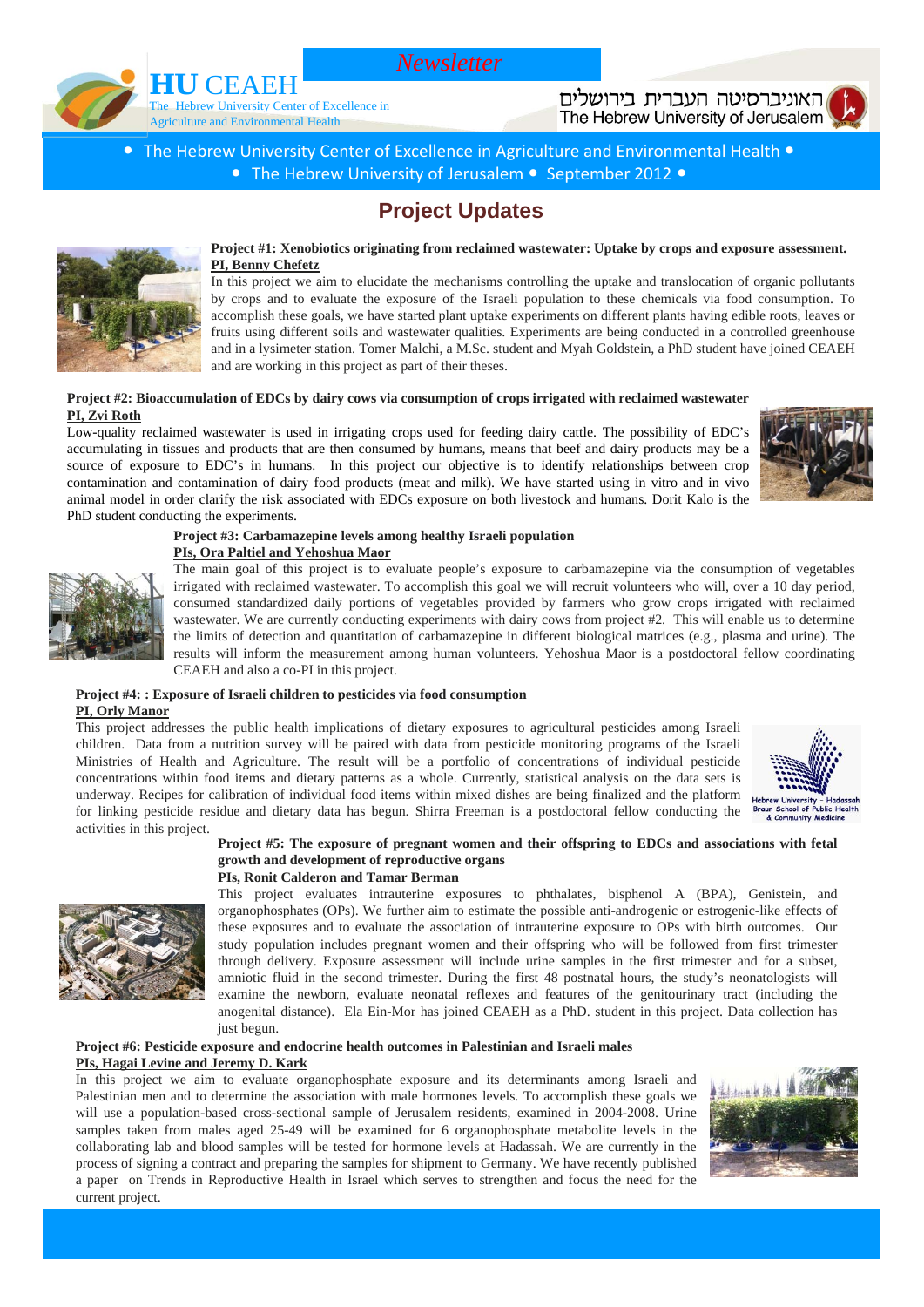HU CEAEH

The Hebrew University Center of Excellence in Agriculture and Environmental Health

*Newsletter*

האוניברסיטה העברית בירושלים
The Hebrew University of Jerusalem

• The Hebrew University Center of Excellence in Agriculture and Environmental Health •
• The Hebrew University of Jerusalem • September 2012 •

# Project Updates

**Project #1: Xenobiotics originating from reclaimed wastewater: Uptake by crops and exposure assessment.**
**PI, Benny Chefetz**

In this project we aim to elucidate the mechanisms controlling the uptake and translocation of organic pollutants by crops and to evaluate the exposure of the Israeli population to these chemicals via food consumption. To accomplish these goals, we have started plant uptake experiments on different plants having edible roots, leaves or fruits using different soils and wastewater qualities. Experiments are being conducted in a controlled greenhouse and in a lysimeter station. Tomer Malchi, a M.Sc. student and Myah Goldstein, a PhD student have joined CEAEH and are working in this project as part of their theses.

**Project #2: Bioaccumulation of EDCs by dairy cows via consumption of crops irrigated with reclaimed wastewater**
**PI, Zvi Roth**

Low-quality reclaimed wastewater is used in irrigating crops used for feeding dairy cattle. The possibility of EDC's accumulating in tissues and products that are then consumed by humans, means that beef and dairy products may be a source of exposure to EDC's in humans. In this project our objective is to identify relationships between crop contamination and contamination of dairy food products (meat and milk). We have started using in vitro and in vivo animal model in order clarify the risk associated with EDCs exposure on both livestock and humans. Dorit Kalo is the PhD student conducting the experiments.

**Project #3: Carbamazepine levels among healthy Israeli population**
**PIs, Ora Paltiel and Yehoshua Maor**

The main goal of this project is to evaluate people's exposure to carbamazepine via the consumption of vegetables irrigated with reclaimed wastewater. To accomplish this goal we will recruit volunteers who will, over a 10 day period, consumed standardized daily portions of vegetables provided by farmers who grow crops irrigated with reclaimed wastewater. We are currently conducting experiments with dairy cows from project #2. This will enable us to determine the limits of detection and quantitation of carbamazepine in different biological matrices (e.g., plasma and urine). The results will inform the measurement among human volunteers. Yehoshua Maor is a postdoctoral fellow coordinating CEAEH and also a co-PI in this project.

**Project #4: : Exposure of Israeli children to pesticides via food consumption**
**PI, Orly Manor**

This project addresses the public health implications of dietary exposures to agricultural pesticides among Israeli children. Data from a nutrition survey will be paired with data from pesticide monitoring programs of the Israeli Ministries of Health and Agriculture. The result will be a portfolio of concentrations of individual pesticide concentrations within food items and dietary patterns as a whole. Currently, statistical analysis on the data sets is underway. Recipes for calibration of individual food items within mixed dishes are being finalized and the platform for linking pesticide residue and dietary data has begun. Shirra Freeman is a postdoctoral fellow conducting the activities in this project.

Hebrew University - Hadassah Braun School of Public Health & Community Medicine

**Project #5: The exposure of pregnant women and their offspring to EDCs and associations with fetal growth and development of reproductive organs**
**PIs, Ronit Calderon and Tamar Berman**

This project evaluates intrauterine exposures to phthalates, bisphenol A (BPA), Genistein, and organophosphates (OPs). We further aim to estimate the possible anti-androgenic or estrogenic-like effects of these exposures and to evaluate the association of intrauterine exposure to OPs with birth outcomes. Our study population includes pregnant women and their offspring who will be followed from first trimester through delivery. Exposure assessment will include urine samples in the first trimester and for a subset, amniotic fluid in the second trimester. During the first 48 postnatal hours, the study's neonatologists will examine the newborn, evaluate neonatal reflexes and features of the genitourinary tract (including the anogenital distance). Ela Ein-Mor has joined CEAEH as a PhD. student in this project. Data collection has just begun.

**Project #6: Pesticide exposure and endocrine health outcomes in Palestinian and Israeli males**
**PIs, Hagai Levine and Jeremy D. Kark**

In this project we aim to evaluate organophosphate exposure and its determinants among Israeli and Palestinian men and to determine the association with male hormones levels. To accomplish these goals we will use a population-based cross-sectional sample of Jerusalem residents, examined in 2004-2008. Urine samples taken from males aged 25-49 will be examined for 6 organophosphate metabolite levels in the collaborating lab and blood samples will be tested for hormone levels at Hadassah. We are currently in the process of signing a contract and preparing the samples for shipment to Germany. We have recently published a paper on Trends in Reproductive Health in Israel which serves to strengthen and focus the need for the current project.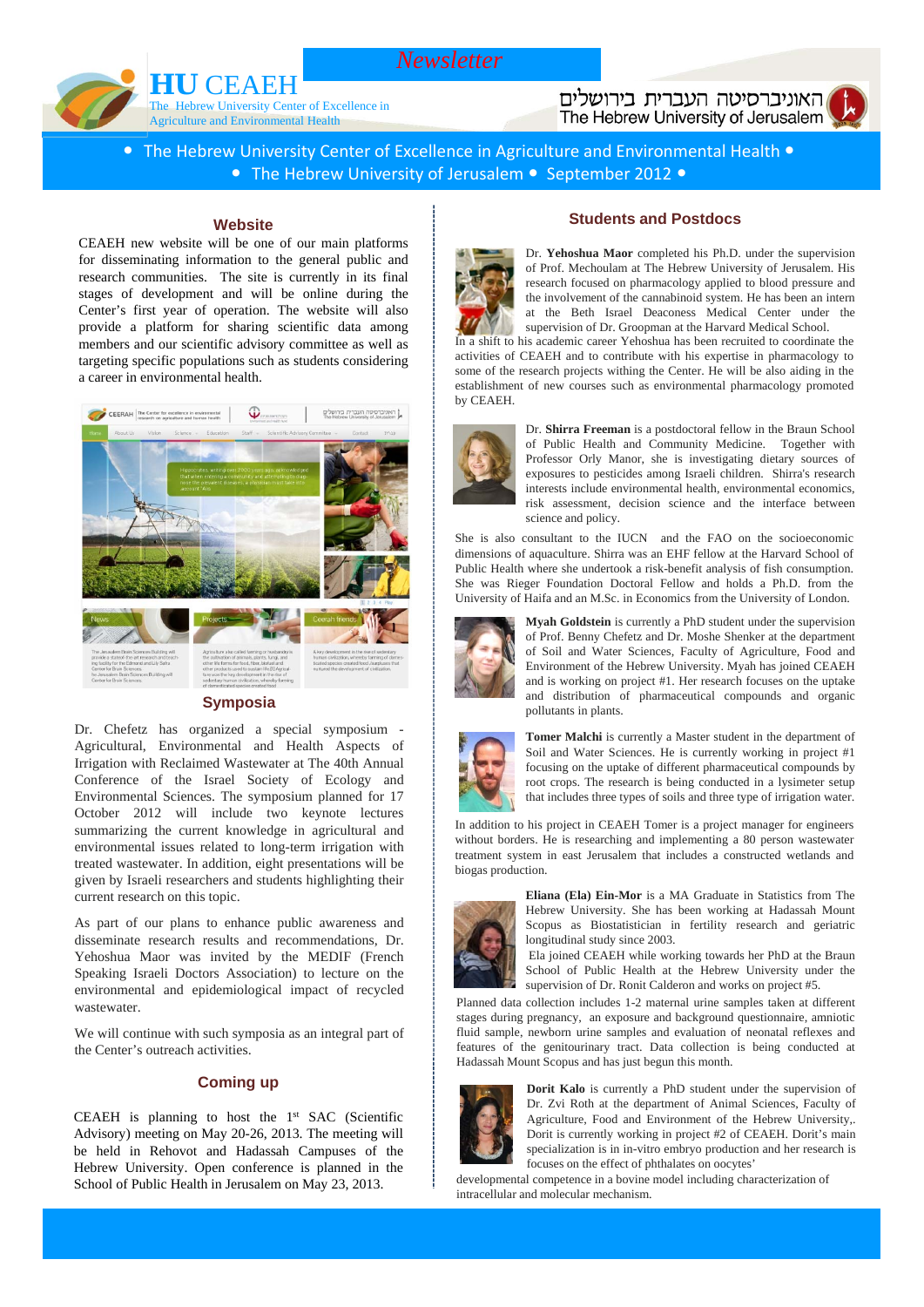# HU CEAEH

*Newsletter*

The Hebrew University Center of Excellence in Agriculture and Environmental Health

האוניברסיטה העברית בירושלים
The Hebrew University of Jerusalem

• The Hebrew University Center of Excellence in Agriculture and Environmental Health •
• The Hebrew University of Jerusalem • September 2012 •

## Website

CEAEH new website will be one of our main platforms for disseminating information to the general public and research communities. The site is currently in its final stages of development and will be online during the Center's first year of operation. The website will also provide a platform for sharing scientific data among members and our scientific advisory committee as well as targeting specific populations such as students considering a career in environmental health.

## Symposia

Dr. Chefetz has organized a special symposium - Agricultural, Environmental and Health Aspects of Irrigation with Reclaimed Wastewater at The 40th Annual Conference of the Israel Society of Ecology and Environmental Sciences. The symposium planned for 17 October 2012 will include two keynote lectures summarizing the current knowledge in agricultural and environmental issues related to long-term irrigation with treated wastewater. In addition, eight presentations will be given by Israeli researchers and students highlighting their current research on this topic.

As part of our plans to enhance public awareness and disseminate research results and recommendations, Dr. Yehoshua Maor was invited by the MEDIF (French Speaking Israeli Doctors Association) to lecture on the environmental and epidemiological impact of recycled wastewater.

We will continue with such symposia as an integral part of the Center's outreach activities.

## Coming up

CEAEH is planning to host the 1st SAC (Scientific Advisory) meeting on May 20-26, 2013. The meeting will be held in Rehovot and Hadassah Campuses of the Hebrew University. Open conference is planned in the School of Public Health in Jerusalem on May 23, 2013.

## Students and Postdocs

Dr. **Yehoshua Maor** completed his Ph.D. under the supervision of Prof. Mechoulam at The Hebrew University of Jerusalem. His research focused on pharmacology applied to blood pressure and the involvement of the cannabinoid system. He has been an intern at the Beth Israel Deaconess Medical Center under the supervision of Dr. Groopman at the Harvard Medical School. In a shift to his academic career Yehoshua has been recruited to coordinate the activities of CEAEH and to contribute with his expertise in pharmacology to some of the research projects withing the Center. He will be also aiding in the establishment of new courses such as environmental pharmacology promoted by CEAEH.

Dr. **Shirra Freeman** is a postdoctoral fellow in the Braun School of Public Health and Community Medicine. Together with Professor Orly Manor, she is investigating dietary sources of exposures to pesticides among Israeli children. Shirra's research interests include environmental health, environmental economics, risk assessment, decision science and the interface between science and policy.

She is also consultant to the IUCN and the FAO on the socioeconomic dimensions of aquaculture. Shirra was an EHF fellow at the Harvard School of Public Health where she undertook a risk-benefit analysis of fish consumption. She was Rieger Foundation Doctoral Fellow and holds a Ph.D. from the University of Haifa and an M.Sc. in Economics from the University of London.

**Myah Goldstein** is currently a PhD student under the supervision of Prof. Benny Chefetz and Dr. Moshe Shenker at the department of Soil and Water Sciences, Faculty of Agriculture, Food and Environment of the Hebrew University. Myah has joined CEAEH and is working on project #1. Her research focuses on the uptake and distribution of pharmaceutical compounds and organic pollutants in plants.

**Tomer Malchi** is currently a Master student in the department of Soil and Water Sciences. He is currently working in project #1 focusing on the uptake of different pharmaceutical compounds by root crops. The research is being conducted in a lysimeter setup that includes three types of soils and three type of irrigation water.

In addition to his project in CEAEH Tomer is a project manager for engineers without borders. He is researching and implementing a 80 person wastewater treatment system in east Jerusalem that includes a constructed wetlands and biogas production.

**Eliana (Ela) Ein-Mor** is a MA Graduate in Statistics from The Hebrew University. She has been working at Hadassah Mount Scopus as Biostatistician in fertility research and geriatric longitudinal study since 2003.
Ela joined CEAEH while working towards her PhD at the Braun School of Public Health at the Hebrew University under the supervision of Dr. Ronit Calderon and works on project #5.
Planned data collection includes 1-2 maternal urine samples taken at different stages during pregnancy, an exposure and background questionnaire, amniotic fluid sample, newborn urine samples and evaluation of neonatal reflexes and features of the genitourinary tract. Data collection is being conducted at Hadassah Mount Scopus and has just begun this month.

**Dorit Kalo** is currently a PhD student under the supervision of Dr. Zvi Roth at the department of Animal Sciences, Faculty of Agriculture, Food and Environment of the Hebrew University,. Dorit is currently working in project #2 of CEAEH. Dorit's main specialization is in in-vitro embryo production and her research is focuses on the effect of phthalates on oocytes' developmental competence in a bovine model including characterization of intracellular and molecular mechanism.